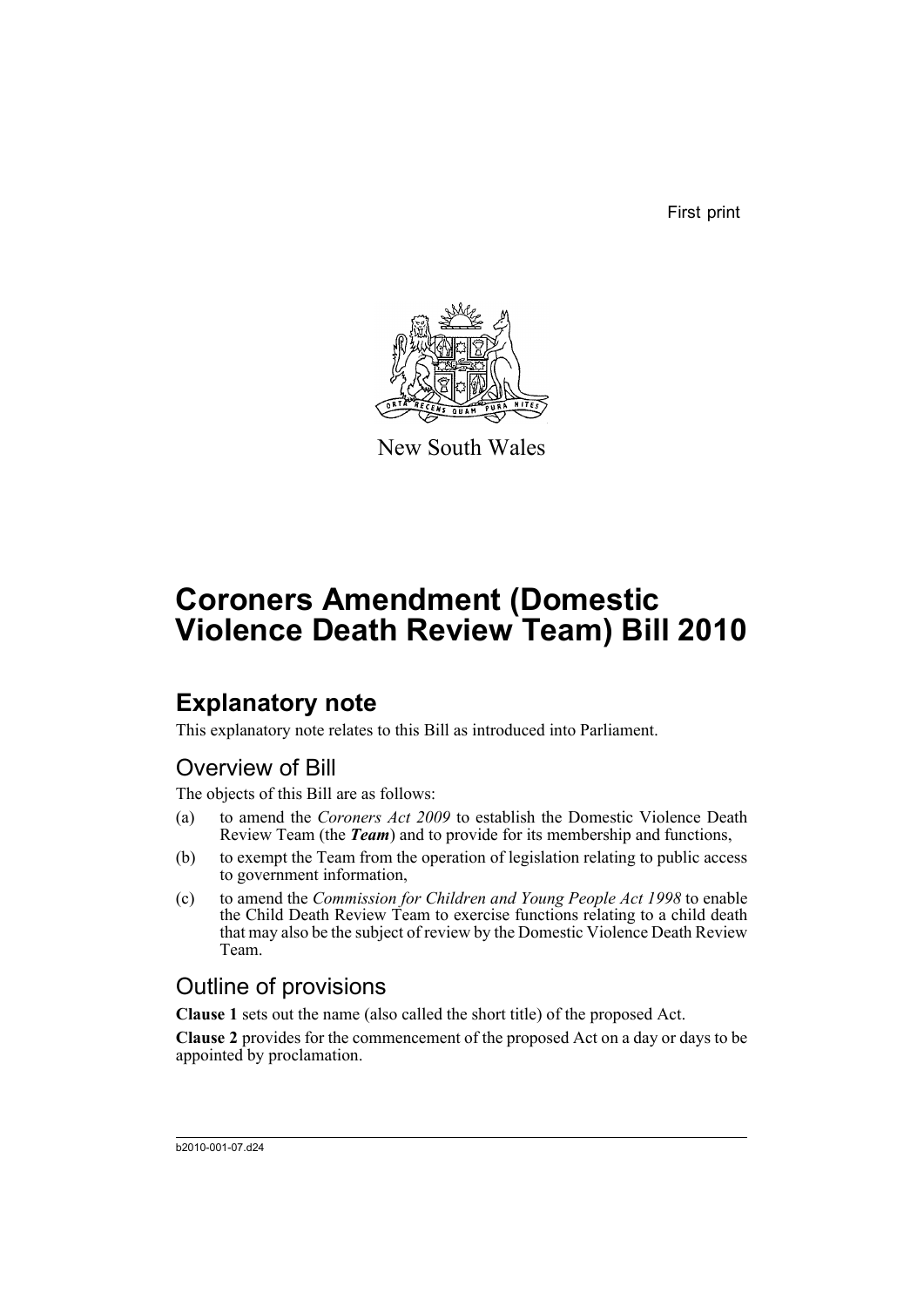First print

New South Wales

# Coroners Amendment (Domestic Violence Death Review Team) Bill 2010

## Explanatory note

This explanatory note relates to this Bill as introduced into Parliament.

### Overview of Bill

The objects of this Bill are as follows:

(a) to amend the *Coroners Act 2009* to establish the Domestic Violence Death Review Team (the ***Team***) and to provide for its membership and functions,

(b) to exempt the Team from the operation of legislation relating to public access to government information,

(c) to amend the *Commission for Children and Young People Act 1998* to enable the Child Death Review Team to exercise functions relating to a child death that may also be the subject of review by the Domestic Violence Death Review Team.

### Outline of provisions

**Clause 1** sets out the name (also called the short title) of the proposed Act.

**Clause 2** provides for the commencement of the proposed Act on a day or days to be appointed by proclamation.

b2010-001-07.d24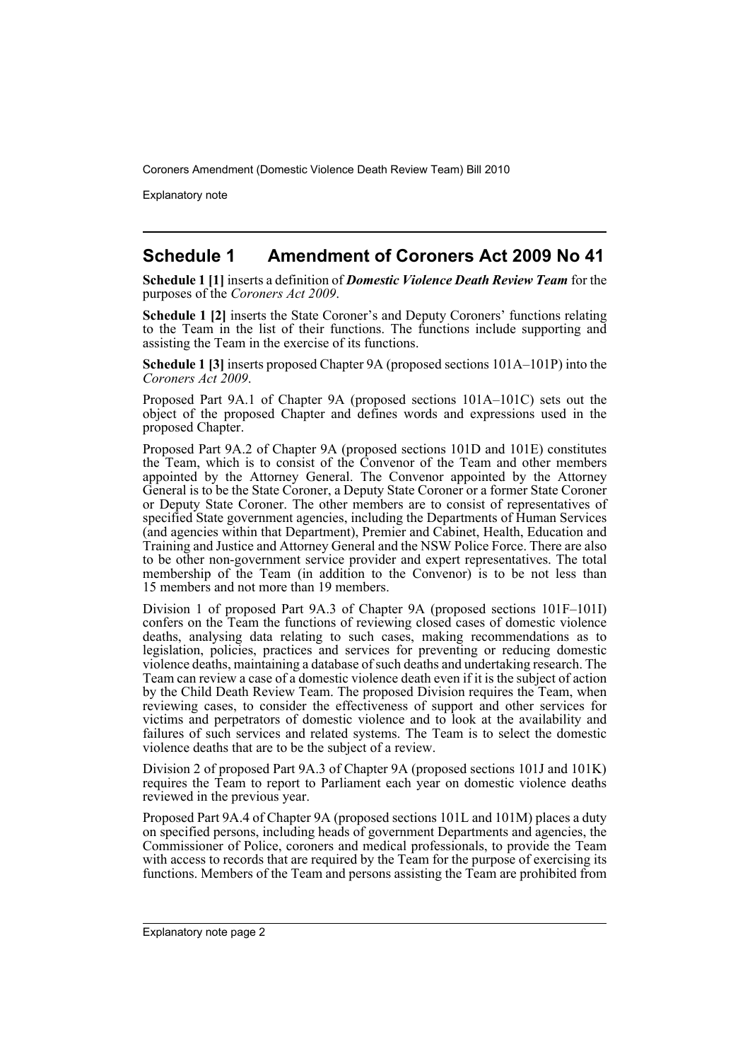## Schedule 1 Amendment of Coroners Act 2009 No 41

**Schedule 1 [1]** inserts a definition of ***Domestic Violence Death Review Team*** for the purposes of the *Coroners Act 2009*.

**Schedule 1 [2]** inserts the State Coroner's and Deputy Coroners' functions relating to the Team in the list of their functions. The functions include supporting and assisting the Team in the exercise of its functions.

**Schedule 1 [3]** inserts proposed Chapter 9A (proposed sections 101A–101P) into the *Coroners Act 2009*.

Proposed Part 9A.1 of Chapter 9A (proposed sections 101A–101C) sets out the object of the proposed Chapter and defines words and expressions used in the proposed Chapter.

Proposed Part 9A.2 of Chapter 9A (proposed sections 101D and 101E) constitutes the Team, which is to consist of the Convenor of the Team and other members appointed by the Attorney General. The Convenor appointed by the Attorney General is to be the State Coroner, a Deputy State Coroner or a former State Coroner or Deputy State Coroner. The other members are to consist of representatives of specified State government agencies, including the Departments of Human Services (and agencies within that Department), Premier and Cabinet, Health, Education and Training and Justice and Attorney General and the NSW Police Force. There are also to be other non-government service provider and expert representatives. The total membership of the Team (in addition to the Convenor) is to be not less than 15 members and not more than 19 members.

Division 1 of proposed Part 9A.3 of Chapter 9A (proposed sections 101F–101I) confers on the Team the functions of reviewing closed cases of domestic violence deaths, analysing data relating to such cases, making recommendations as to legislation, policies, practices and services for preventing or reducing domestic violence deaths, maintaining a database of such deaths and undertaking research. The Team can review a case of a domestic violence death even if it is the subject of action by the Child Death Review Team. The proposed Division requires the Team, when reviewing cases, to consider the effectiveness of support and other services for victims and perpetrators of domestic violence and to look at the availability and failures of such services and related systems. The Team is to select the domestic violence deaths that are to be the subject of a review.

Division 2 of proposed Part 9A.3 of Chapter 9A (proposed sections 101J and 101K) requires the Team to report to Parliament each year on domestic violence deaths reviewed in the previous year.

Proposed Part 9A.4 of Chapter 9A (proposed sections 101L and 101M) places a duty on specified persons, including heads of government Departments and agencies, the Commissioner of Police, coroners and medical professionals, to provide the Team with access to records that are required by the Team for the purpose of exercising its functions. Members of the Team and persons assisting the Team are prohibited from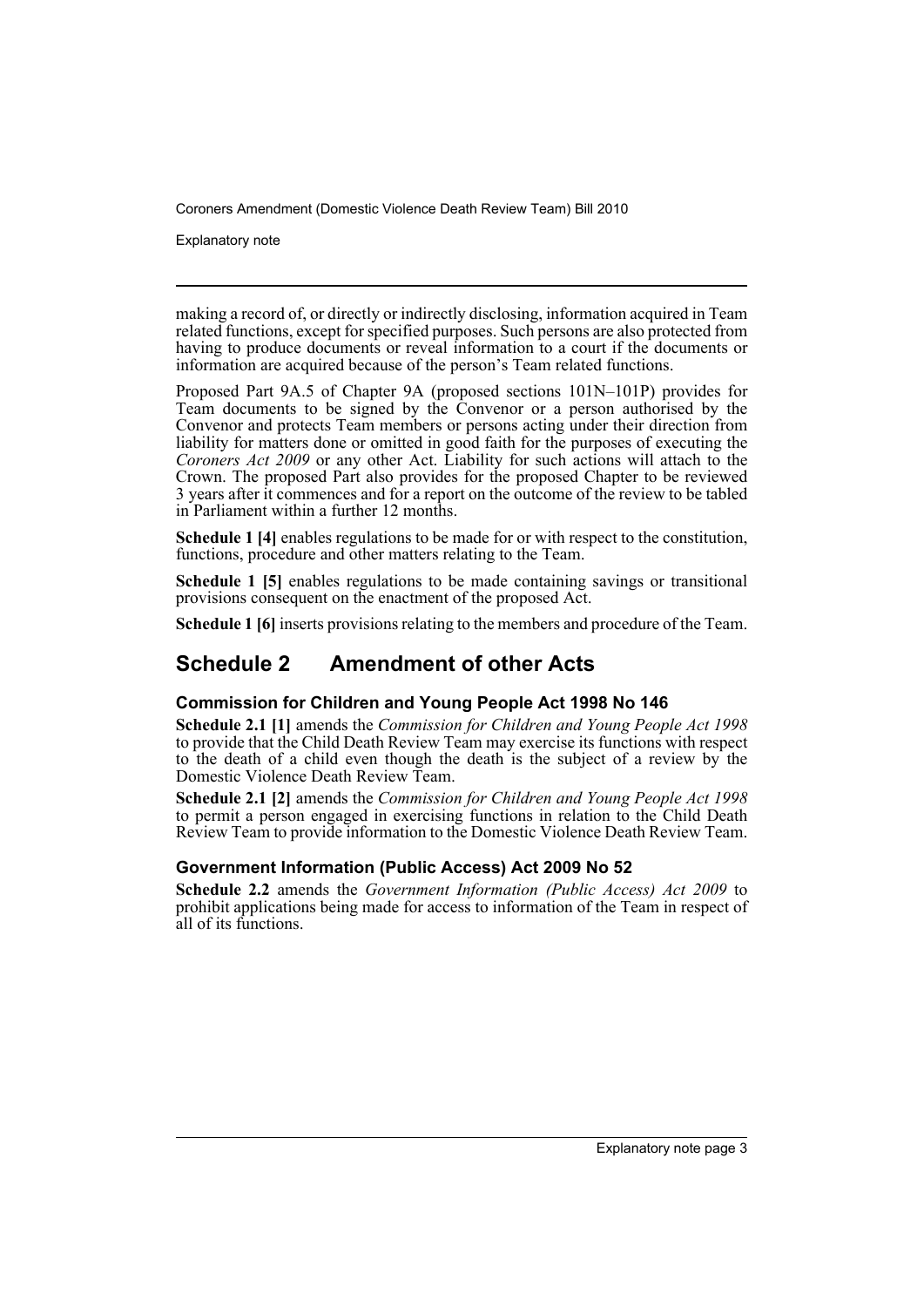making a record of, or directly or indirectly disclosing, information acquired in Team related functions, except for specified purposes. Such persons are also protected from having to produce documents or reveal information to a court if the documents or information are acquired because of the person's Team related functions.

Proposed Part 9A.5 of Chapter 9A (proposed sections 101N–101P) provides for Team documents to be signed by the Convenor or a person authorised by the Convenor and protects Team members or persons acting under their direction from liability for matters done or omitted in good faith for the purposes of executing the *Coroners Act 2009* or any other Act. Liability for such actions will attach to the Crown. The proposed Part also provides for the proposed Chapter to be reviewed 3 years after it commences and for a report on the outcome of the review to be tabled in Parliament within a further 12 months.

**Schedule 1 [4]** enables regulations to be made for or with respect to the constitution, functions, procedure and other matters relating to the Team.

**Schedule 1 [5]** enables regulations to be made containing savings or transitional provisions consequent on the enactment of the proposed Act.

**Schedule 1 [6]** inserts provisions relating to the members and procedure of the Team.

## Schedule 2 Amendment of other Acts

### Commission for Children and Young People Act 1998 No 146

**Schedule 2.1 [1]** amends the *Commission for Children and Young People Act 1998* to provide that the Child Death Review Team may exercise its functions with respect to the death of a child even though the death is the subject of a review by the Domestic Violence Death Review Team.

**Schedule 2.1 [2]** amends the *Commission for Children and Young People Act 1998* to permit a person engaged in exercising functions in relation to the Child Death Review Team to provide information to the Domestic Violence Death Review Team.

### Government Information (Public Access) Act 2009 No 52

**Schedule 2.2** amends the *Government Information (Public Access) Act 2009* to prohibit applications being made for access to information of the Team in respect of all of its functions.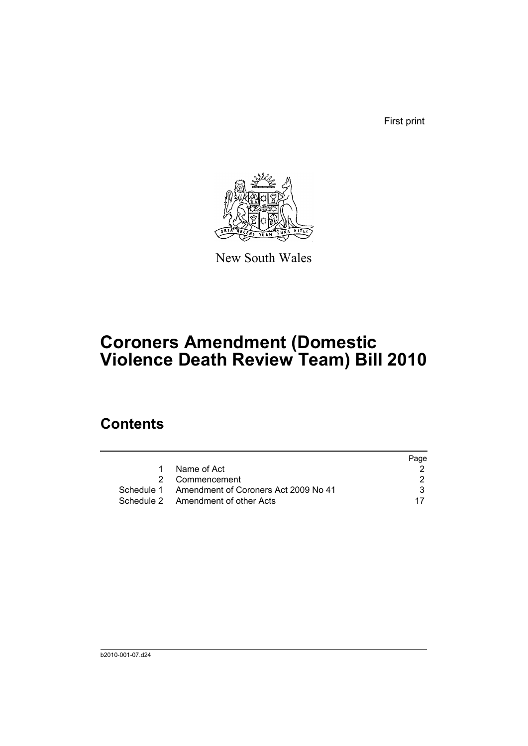First print

New South Wales

# Coroners Amendment (Domestic Violence Death Review Team) Bill 2010

## Contents

| | | Page |
|---|---|---|
| 1 | Name of Act | 2 |
| 2 | Commencement | 2 |
| Schedule 1 | Amendment of Coroners Act 2009 No 41 | 3 |
| Schedule 2 | Amendment of other Acts | 17 |

b2010-001-07.d24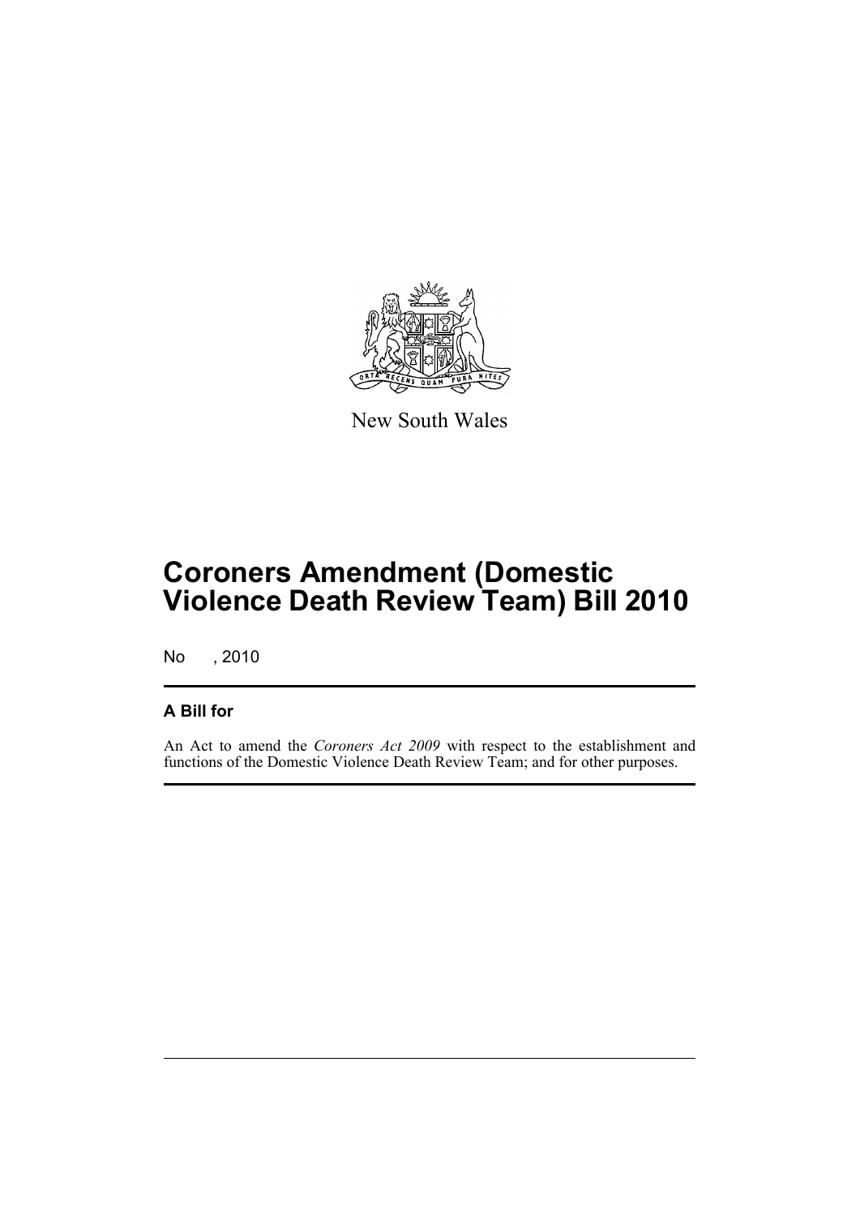New South Wales

# Coroners Amendment (Domestic Violence Death Review Team) Bill 2010

No , 2010

## A Bill for

An Act to amend the *Coroners Act 2009* with respect to the establishment and functions of the Domestic Violence Death Review Team; and for other purposes.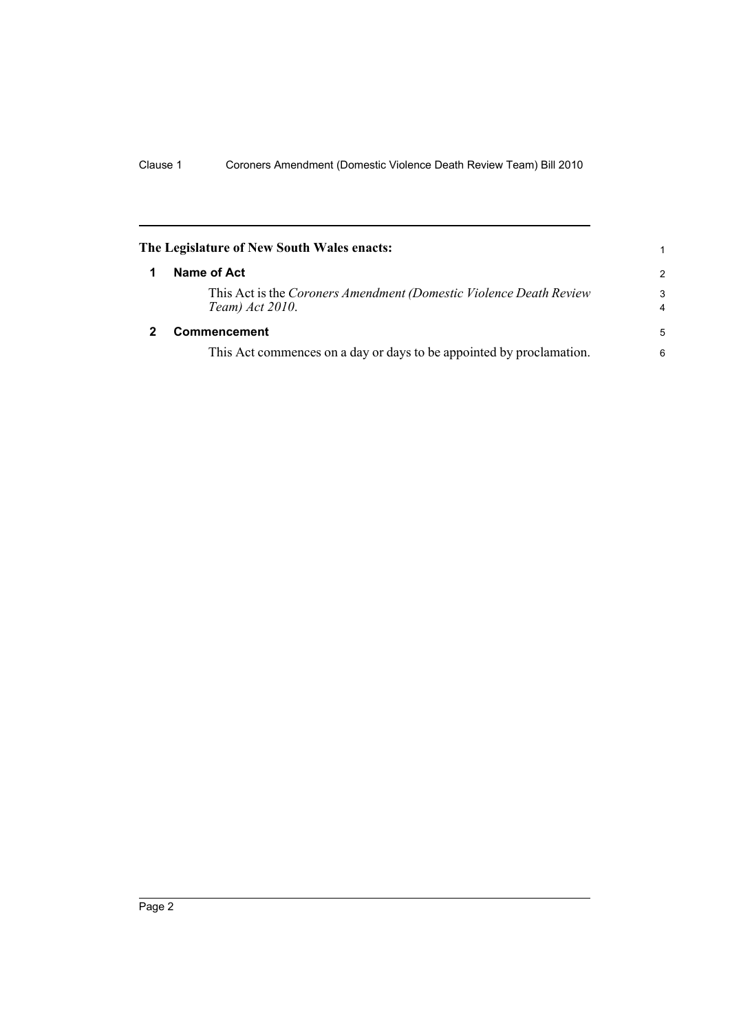**The Legislature of New South Wales enacts:**

## 1 Name of Act

This Act is the *Coroners Amendment (Domestic Violence Death Review Team) Act 2010*.

## 2 Commencement

This Act commences on a day or days to be appointed by proclamation.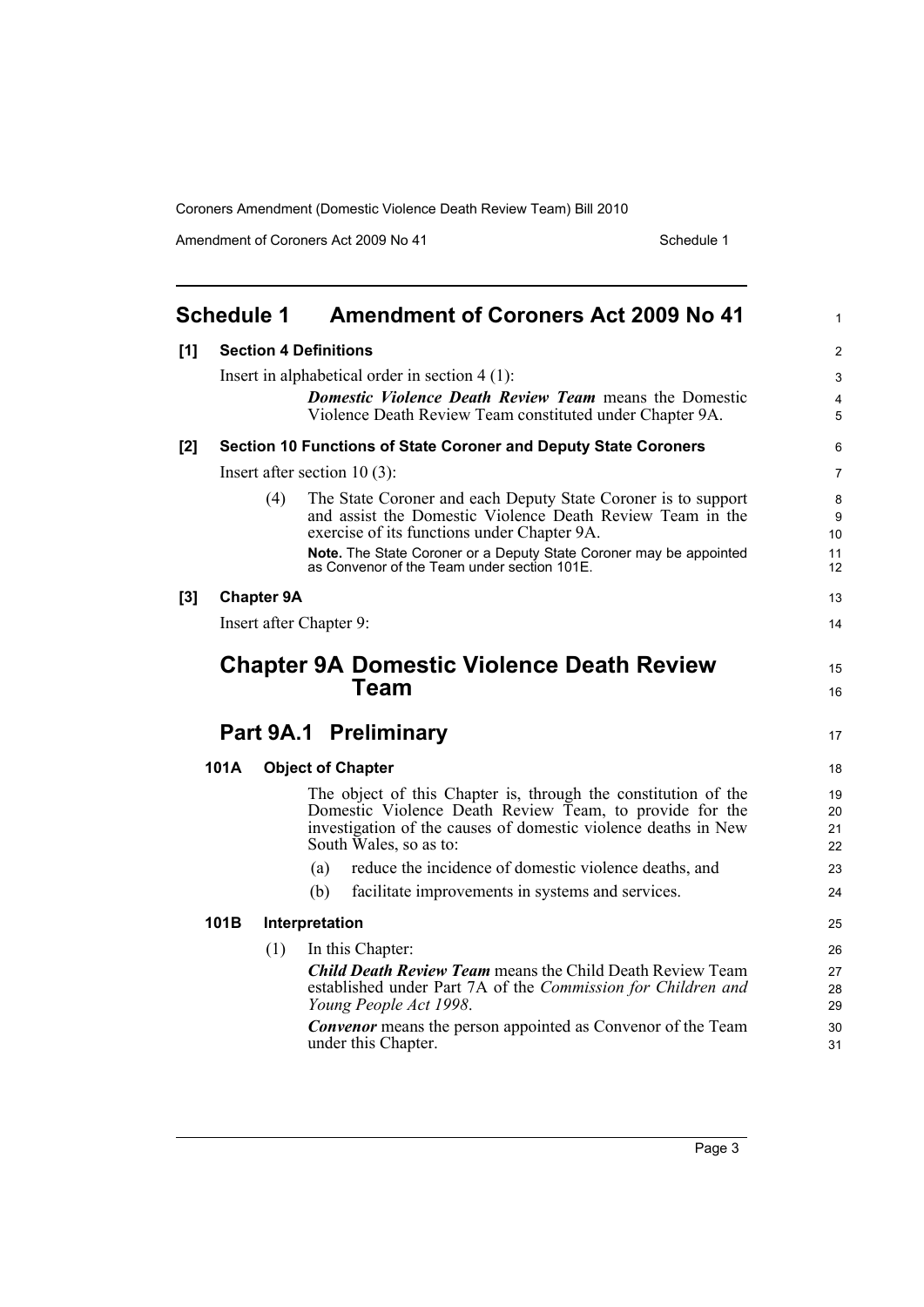## Schedule 1 Amendment of Coroners Act 2009 No 41

**[1] Section 4 Definitions**

Insert in alphabetical order in section 4 (1):

***Domestic Violence Death Review Team*** means the Domestic Violence Death Review Team constituted under Chapter 9A.

**[2] Section 10 Functions of State Coroner and Deputy State Coroners**

Insert after section 10 (3):

(4) The State Coroner and each Deputy State Coroner is to support and assist the Domestic Violence Death Review Team in the exercise of its functions under Chapter 9A.

**Note.** The State Coroner or a Deputy State Coroner may be appointed as Convenor of the Team under section 101E.

**[3] Chapter 9A**

Insert after Chapter 9:

# Chapter 9A Domestic Violence Death Review Team

## Part 9A.1 Preliminary

**101A Object of Chapter**

The object of this Chapter is, through the constitution of the Domestic Violence Death Review Team, to provide for the investigation of the causes of domestic violence deaths in New South Wales, so as to:

(a) reduce the incidence of domestic violence deaths, and

(b) facilitate improvements in systems and services.

**101B Interpretation**

(1) In this Chapter:

***Child Death Review Team*** means the Child Death Review Team established under Part 7A of the *Commission for Children and Young People Act 1998*.

***Convenor*** means the person appointed as Convenor of the Team under this Chapter.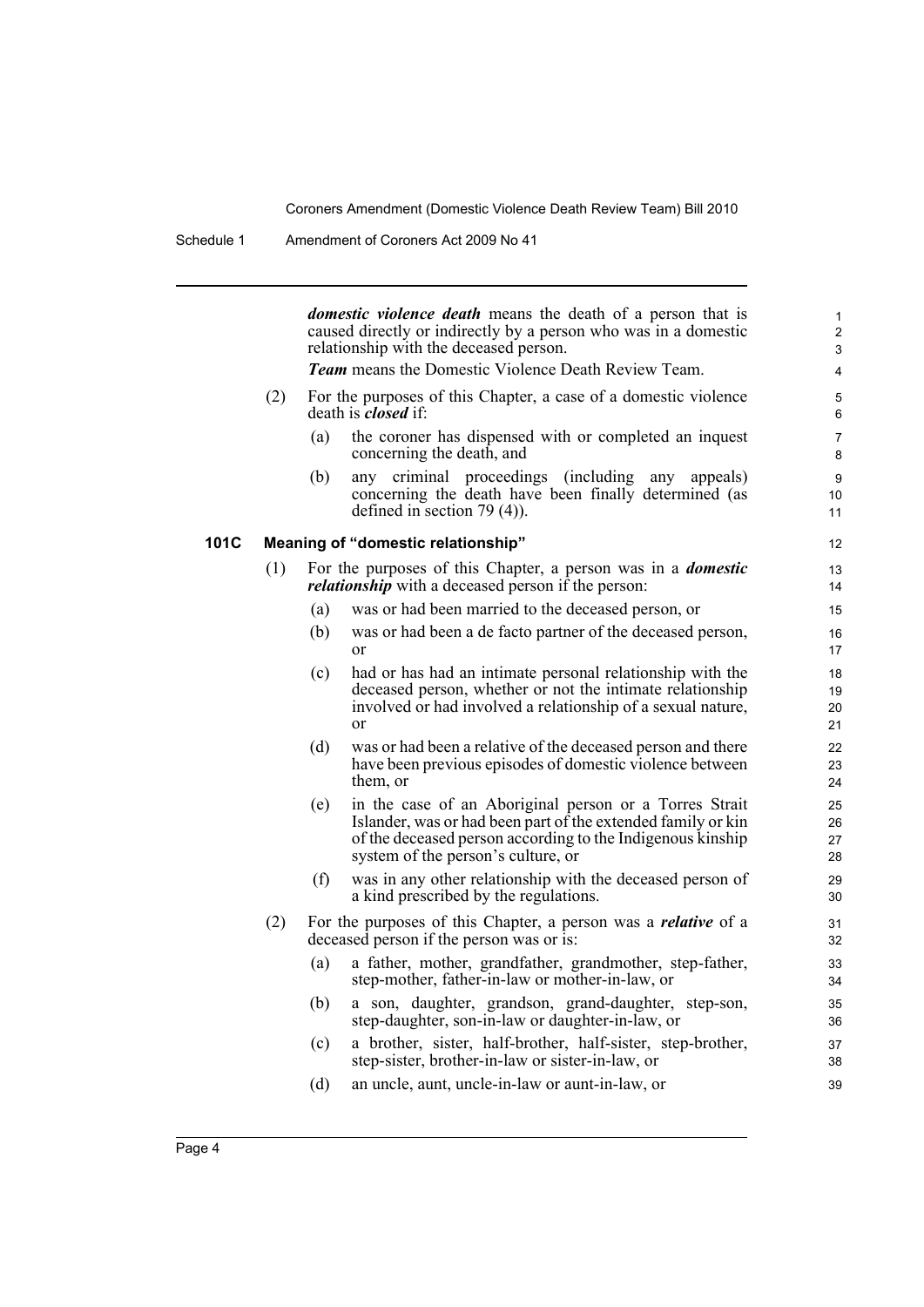***domestic violence death*** means the death of a person that is caused directly or indirectly by a person who was in a domestic relationship with the deceased person.

***Team*** means the Domestic Violence Death Review Team.

(2) For the purposes of this Chapter, a case of a domestic violence death is ***closed*** if:

(a) the coroner has dispensed with or completed an inquest concerning the death, and

(b) any criminal proceedings (including any appeals) concerning the death have been finally determined (as defined in section 79 (4)).

### 101C Meaning of "domestic relationship"

(1) For the purposes of this Chapter, a person was in a ***domestic relationship*** with a deceased person if the person:

(a) was or had been married to the deceased person, or

(b) was or had been a de facto partner of the deceased person, or

(c) had or has had an intimate personal relationship with the deceased person, whether or not the intimate relationship involved or had involved a relationship of a sexual nature, or

(d) was or had been a relative of the deceased person and there have been previous episodes of domestic violence between them, or

(e) in the case of an Aboriginal person or a Torres Strait Islander, was or had been part of the extended family or kin of the deceased person according to the Indigenous kinship system of the person's culture, or

(f) was in any other relationship with the deceased person of a kind prescribed by the regulations.

(2) For the purposes of this Chapter, a person was a ***relative*** of a deceased person if the person was or is:

(a) a father, mother, grandfather, grandmother, step-father, step-mother, father-in-law or mother-in-law, or

(b) a son, daughter, grandson, grand-daughter, step-son, step-daughter, son-in-law or daughter-in-law, or

(c) a brother, sister, half-brother, half-sister, step-brother, step-sister, brother-in-law or sister-in-law, or

(d) an uncle, aunt, uncle-in-law or aunt-in-law, or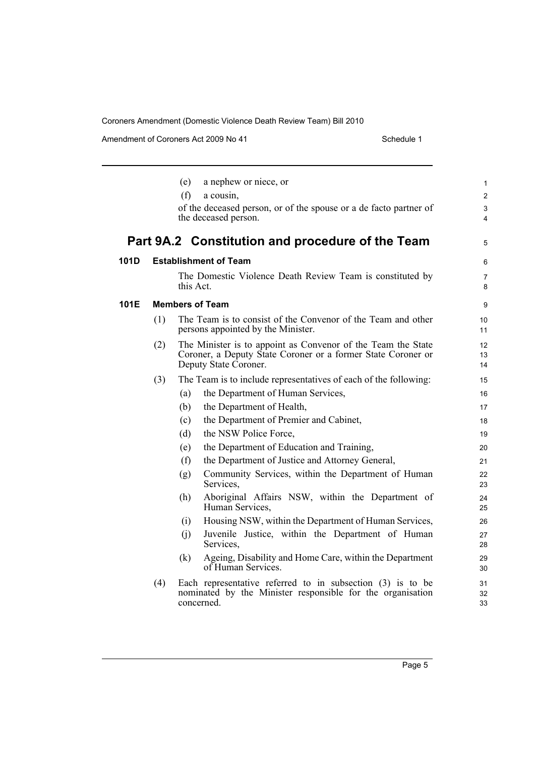(e) a nephew or niece, or

(f) a cousin,

of the deceased person, or of the spouse or a de facto partner of the deceased person.

## Part 9A.2 Constitution and procedure of the Team

### 101D Establishment of Team

The Domestic Violence Death Review Team is constituted by this Act.

### 101E Members of Team

(1) The Team is to consist of the Convenor of the Team and other persons appointed by the Minister.

(2) The Minister is to appoint as Convenor of the Team the State Coroner, a Deputy State Coroner or a former State Coroner or Deputy State Coroner.

(3) The Team is to include representatives of each of the following:

(a) the Department of Human Services,

(b) the Department of Health,

(c) the Department of Premier and Cabinet,

(d) the NSW Police Force,

(e) the Department of Education and Training,

(f) the Department of Justice and Attorney General,

(g) Community Services, within the Department of Human Services,

(h) Aboriginal Affairs NSW, within the Department of Human Services,

(i) Housing NSW, within the Department of Human Services,

(j) Juvenile Justice, within the Department of Human Services,

(k) Ageing, Disability and Home Care, within the Department of Human Services.

(4) Each representative referred to in subsection (3) is to be nominated by the Minister responsible for the organisation concerned.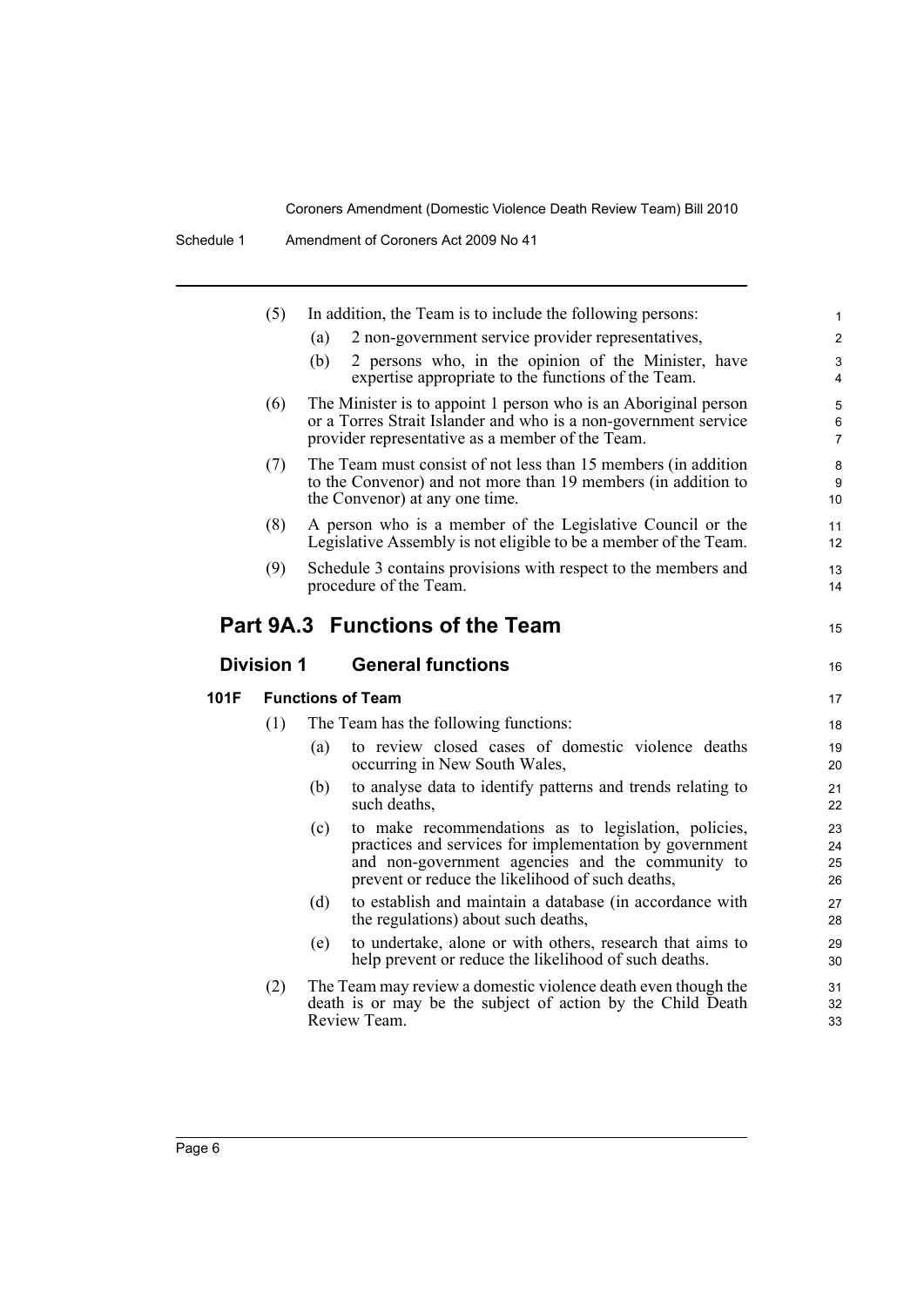(5) In addition, the Team is to include the following persons:

(a) 2 non-government service provider representatives,

(b) 2 persons who, in the opinion of the Minister, have expertise appropriate to the functions of the Team.

(6) The Minister is to appoint 1 person who is an Aboriginal person or a Torres Strait Islander and who is a non-government service provider representative as a member of the Team.

(7) The Team must consist of not less than 15 members (in addition to the Convenor) and not more than 19 members (in addition to the Convenor) at any one time.

(8) A person who is a member of the Legislative Council or the Legislative Assembly is not eligible to be a member of the Team.

(9) Schedule 3 contains provisions with respect to the members and procedure of the Team.

## Part 9A.3 Functions of the Team

### Division 1 General functions

#### 101F Functions of Team

(1) The Team has the following functions:

(a) to review closed cases of domestic violence deaths occurring in New South Wales,

(b) to analyse data to identify patterns and trends relating to such deaths,

(c) to make recommendations as to legislation, policies, practices and services for implementation by government and non-government agencies and the community to prevent or reduce the likelihood of such deaths,

(d) to establish and maintain a database (in accordance with the regulations) about such deaths,

(e) to undertake, alone or with others, research that aims to help prevent or reduce the likelihood of such deaths.

(2) The Team may review a domestic violence death even though the death is or may be the subject of action by the Child Death Review Team.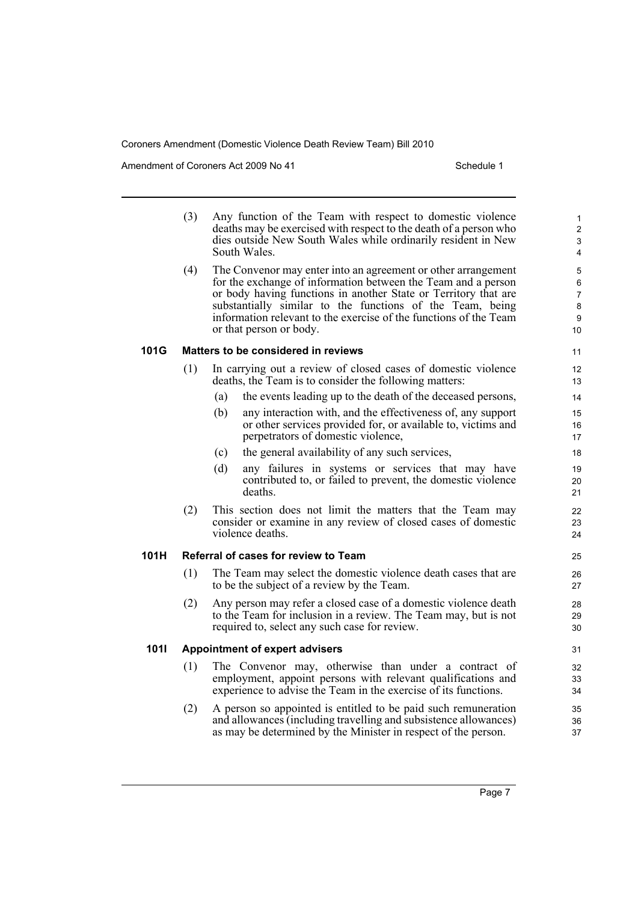(3) Any function of the Team with respect to domestic violence deaths may be exercised with respect to the death of a person who dies outside New South Wales while ordinarily resident in New South Wales.

(4) The Convenor may enter into an agreement or other arrangement for the exchange of information between the Team and a person or body having functions in another State or Territory that are substantially similar to the functions of the Team, being information relevant to the exercise of the functions of the Team or that person or body.

### 101G Matters to be considered in reviews

(1) In carrying out a review of closed cases of domestic violence deaths, the Team is to consider the following matters:

(a) the events leading up to the death of the deceased persons,

(b) any interaction with, and the effectiveness of, any support or other services provided for, or available to, victims and perpetrators of domestic violence,

(c) the general availability of any such services,

(d) any failures in systems or services that may have contributed to, or failed to prevent, the domestic violence deaths.

(2) This section does not limit the matters that the Team may consider or examine in any review of closed cases of domestic violence deaths.

### 101H Referral of cases for review to Team

(1) The Team may select the domestic violence death cases that are to be the subject of a review by the Team.

(2) Any person may refer a closed case of a domestic violence death to the Team for inclusion in a review. The Team may, but is not required to, select any such case for review.

### 101I Appointment of expert advisers

(1) The Convenor may, otherwise than under a contract of employment, appoint persons with relevant qualifications and experience to advise the Team in the exercise of its functions.

(2) A person so appointed is entitled to be paid such remuneration and allowances (including travelling and subsistence allowances) as may be determined by the Minister in respect of the person.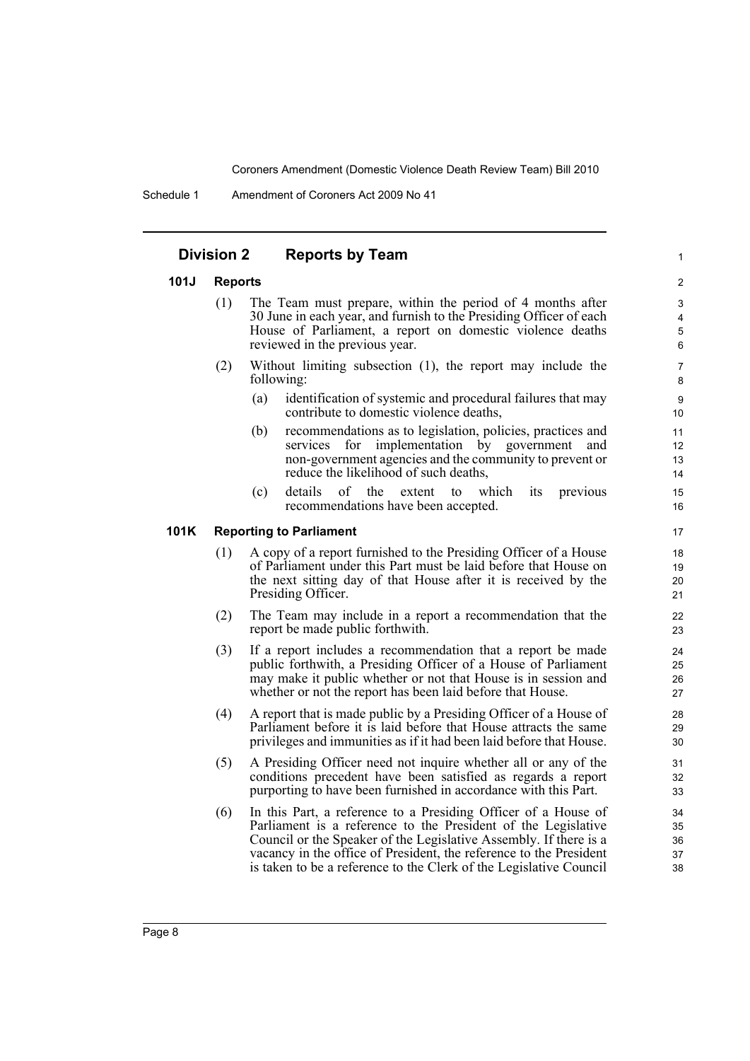## Division 2 Reports by Team

### 101J Reports

(1) The Team must prepare, within the period of 4 months after 30 June in each year, and furnish to the Presiding Officer of each House of Parliament, a report on domestic violence deaths reviewed in the previous year.

(2) Without limiting subsection (1), the report may include the following:

(a) identification of systemic and procedural failures that may contribute to domestic violence deaths,

(b) recommendations as to legislation, policies, practices and services for implementation by government and non-government agencies and the community to prevent or reduce the likelihood of such deaths,

(c) details of the extent to which its previous recommendations have been accepted.

### 101K Reporting to Parliament

(1) A copy of a report furnished to the Presiding Officer of a House of Parliament under this Part must be laid before that House on the next sitting day of that House after it is received by the Presiding Officer.

(2) The Team may include in a report a recommendation that the report be made public forthwith.

(3) If a report includes a recommendation that a report be made public forthwith, a Presiding Officer of a House of Parliament may make it public whether or not that House is in session and whether or not the report has been laid before that House.

(4) A report that is made public by a Presiding Officer of a House of Parliament before it is laid before that House attracts the same privileges and immunities as if it had been laid before that House.

(5) A Presiding Officer need not inquire whether all or any of the conditions precedent have been satisfied as regards a report purporting to have been furnished in accordance with this Part.

(6) In this Part, a reference to a Presiding Officer of a House of Parliament is a reference to the President of the Legislative Council or the Speaker of the Legislative Assembly. If there is a vacancy in the office of President, the reference to the President is taken to be a reference to the Clerk of the Legislative Council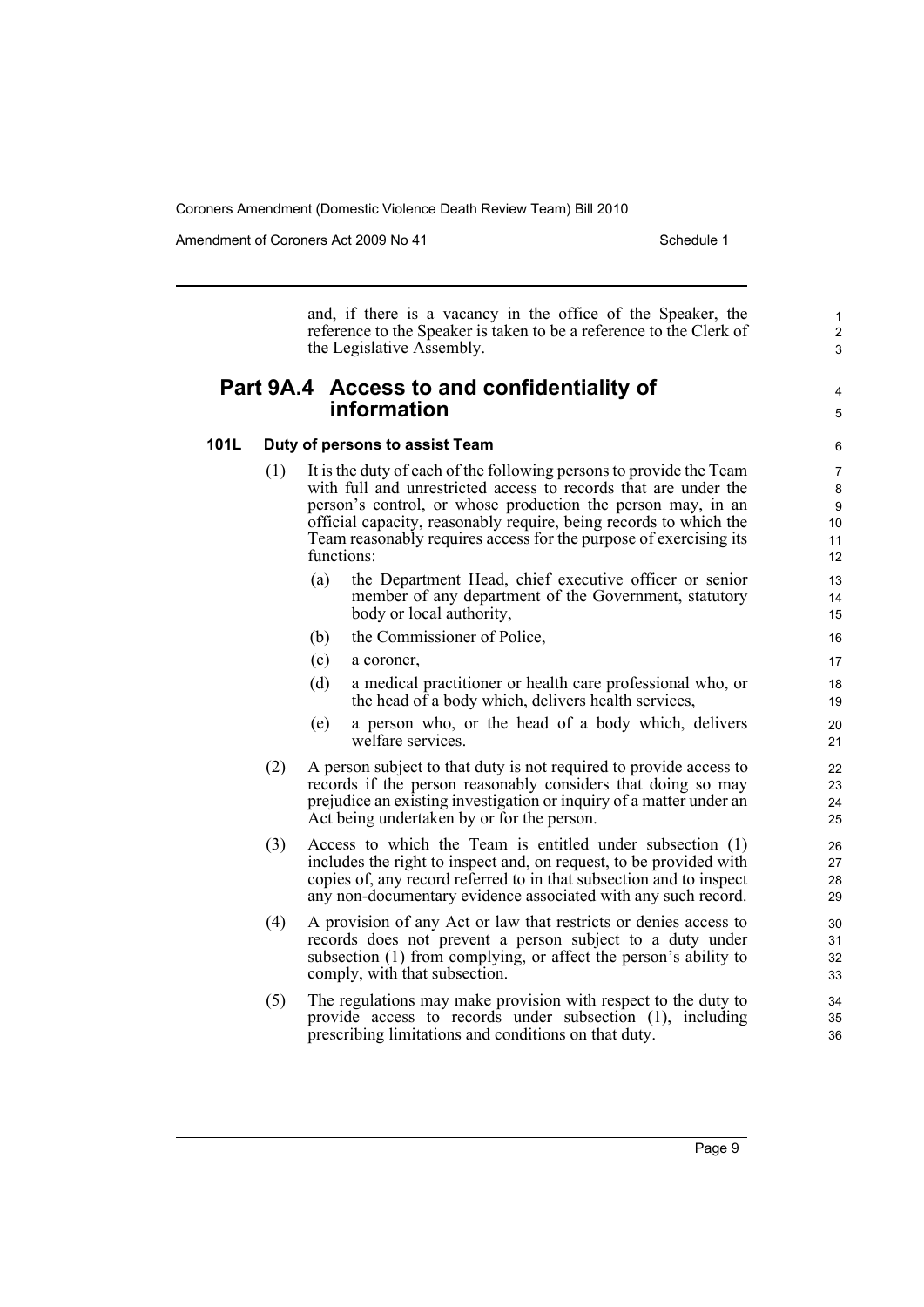and, if there is a vacancy in the office of the Speaker, the reference to the Speaker is taken to be a reference to the Clerk of the Legislative Assembly.

## Part 9A.4 Access to and confidentiality of information

### 101L Duty of persons to assist Team

(1) It is the duty of each of the following persons to provide the Team with full and unrestricted access to records that are under the person's control, or whose production the person may, in an official capacity, reasonably require, being records to which the Team reasonably requires access for the purpose of exercising its functions:

(a) the Department Head, chief executive officer or senior member of any department of the Government, statutory body or local authority,

(b) the Commissioner of Police,

(c) a coroner,

(d) a medical practitioner or health care professional who, or the head of a body which, delivers health services,

(e) a person who, or the head of a body which, delivers welfare services.

(2) A person subject to that duty is not required to provide access to records if the person reasonably considers that doing so may prejudice an existing investigation or inquiry of a matter under an Act being undertaken by or for the person.

(3) Access to which the Team is entitled under subsection (1) includes the right to inspect and, on request, to be provided with copies of, any record referred to in that subsection and to inspect any non-documentary evidence associated with any such record.

(4) A provision of any Act or law that restricts or denies access to records does not prevent a person subject to a duty under subsection (1) from complying, or affect the person's ability to comply, with that subsection.

(5) The regulations may make provision with respect to the duty to provide access to records under subsection (1), including prescribing limitations and conditions on that duty.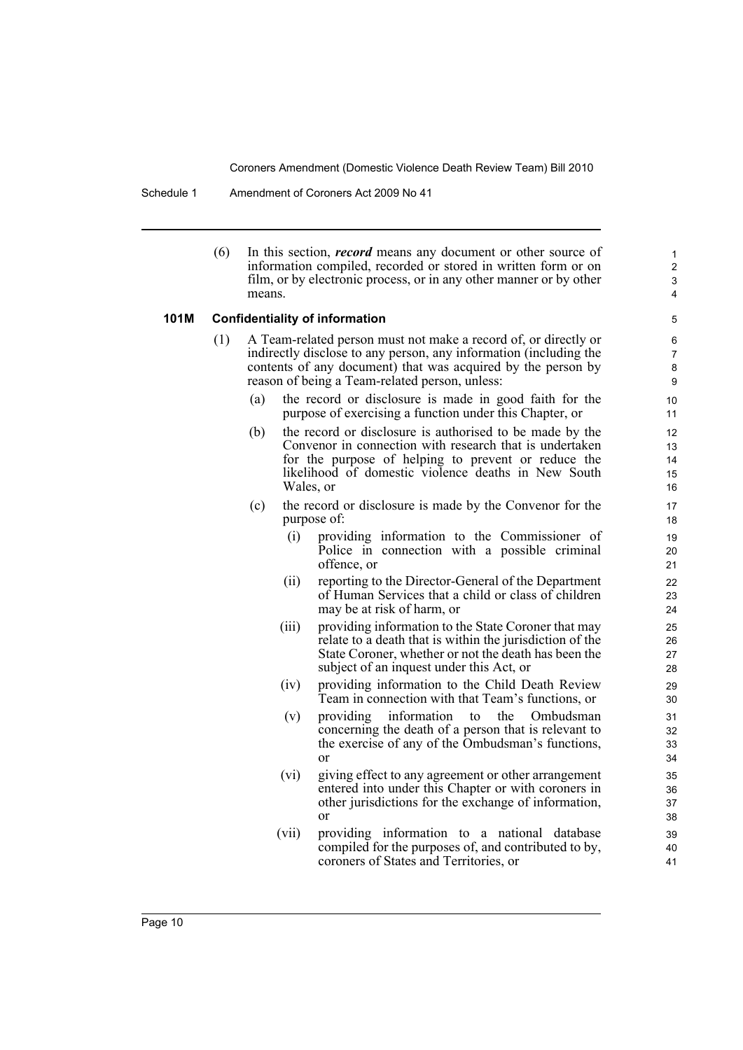(6) In this section, ***record*** means any document or other source of information compiled, recorded or stored in written form or on film, or by electronic process, or in any other manner or by other means.

### 101M Confidentiality of information

(1) A Team-related person must not make a record of, or directly or indirectly disclose to any person, any information (including the contents of any document) that was acquired by the person by reason of being a Team-related person, unless:

- (a) the record or disclosure is made in good faith for the purpose of exercising a function under this Chapter, or
- (b) the record or disclosure is authorised to be made by the Convenor in connection with research that is undertaken for the purpose of helping to prevent or reduce the likelihood of domestic violence deaths in New South Wales, or
- (c) the record or disclosure is made by the Convenor for the purpose of:
  - (i) providing information to the Commissioner of Police in connection with a possible criminal offence, or
  - (ii) reporting to the Director-General of the Department of Human Services that a child or class of children may be at risk of harm, or
  - (iii) providing information to the State Coroner that may relate to a death that is within the jurisdiction of the State Coroner, whether or not the death has been the subject of an inquest under this Act, or
  - (iv) providing information to the Child Death Review Team in connection with that Team's functions, or
  - (v) providing information to the Ombudsman concerning the death of a person that is relevant to the exercise of any of the Ombudsman's functions, or
  - (vi) giving effect to any agreement or other arrangement entered into under this Chapter or with coroners in other jurisdictions for the exchange of information, or
  - (vii) providing information to a national database compiled for the purposes of, and contributed to by, coroners of States and Territories, or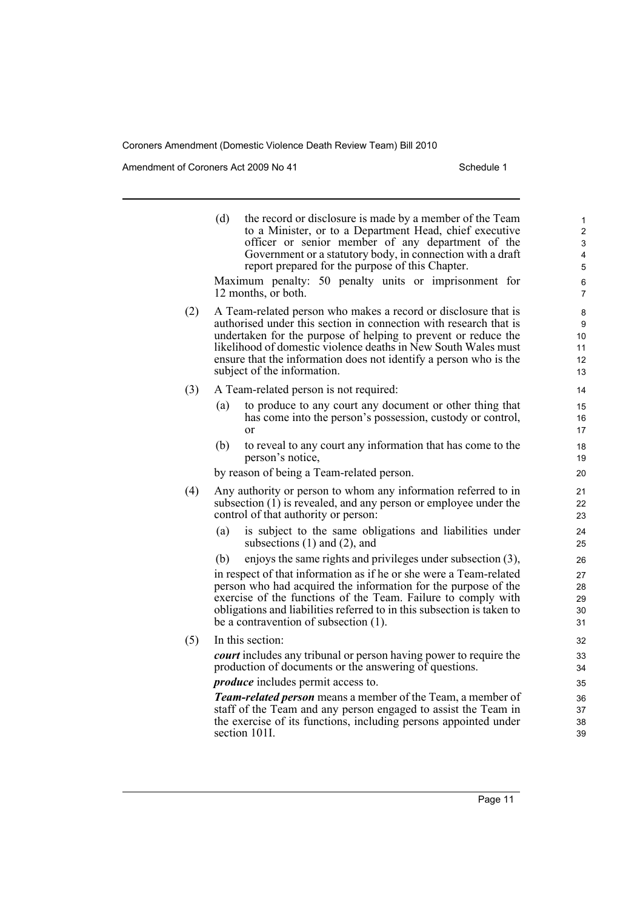(d) the record or disclosure is made by a member of the Team to a Minister, or to a Department Head, chief executive officer or senior member of any department of the Government or a statutory body, in connection with a draft report prepared for the purpose of this Chapter.

Maximum penalty: 50 penalty units or imprisonment for 12 months, or both.

(2) A Team-related person who makes a record or disclosure that is authorised under this section in connection with research that is undertaken for the purpose of helping to prevent or reduce the likelihood of domestic violence deaths in New South Wales must ensure that the information does not identify a person who is the subject of the information.

(3) A Team-related person is not required:

(a) to produce to any court any document or other thing that has come into the person's possession, custody or control, or

(b) to reveal to any court any information that has come to the person's notice,

by reason of being a Team-related person.

(4) Any authority or person to whom any information referred to in subsection (1) is revealed, and any person or employee under the control of that authority or person:

(a) is subject to the same obligations and liabilities under subsections (1) and (2), and

(b) enjoys the same rights and privileges under subsection (3),

in respect of that information as if he or she were a Team-related person who had acquired the information for the purpose of the exercise of the functions of the Team. Failure to comply with obligations and liabilities referred to in this subsection is taken to be a contravention of subsection (1).

(5) In this section:

***court*** includes any tribunal or person having power to require the production of documents or the answering of questions.

***produce*** includes permit access to.

***Team-related person*** means a member of the Team, a member of staff of the Team and any person engaged to assist the Team in the exercise of its functions, including persons appointed under section 101I.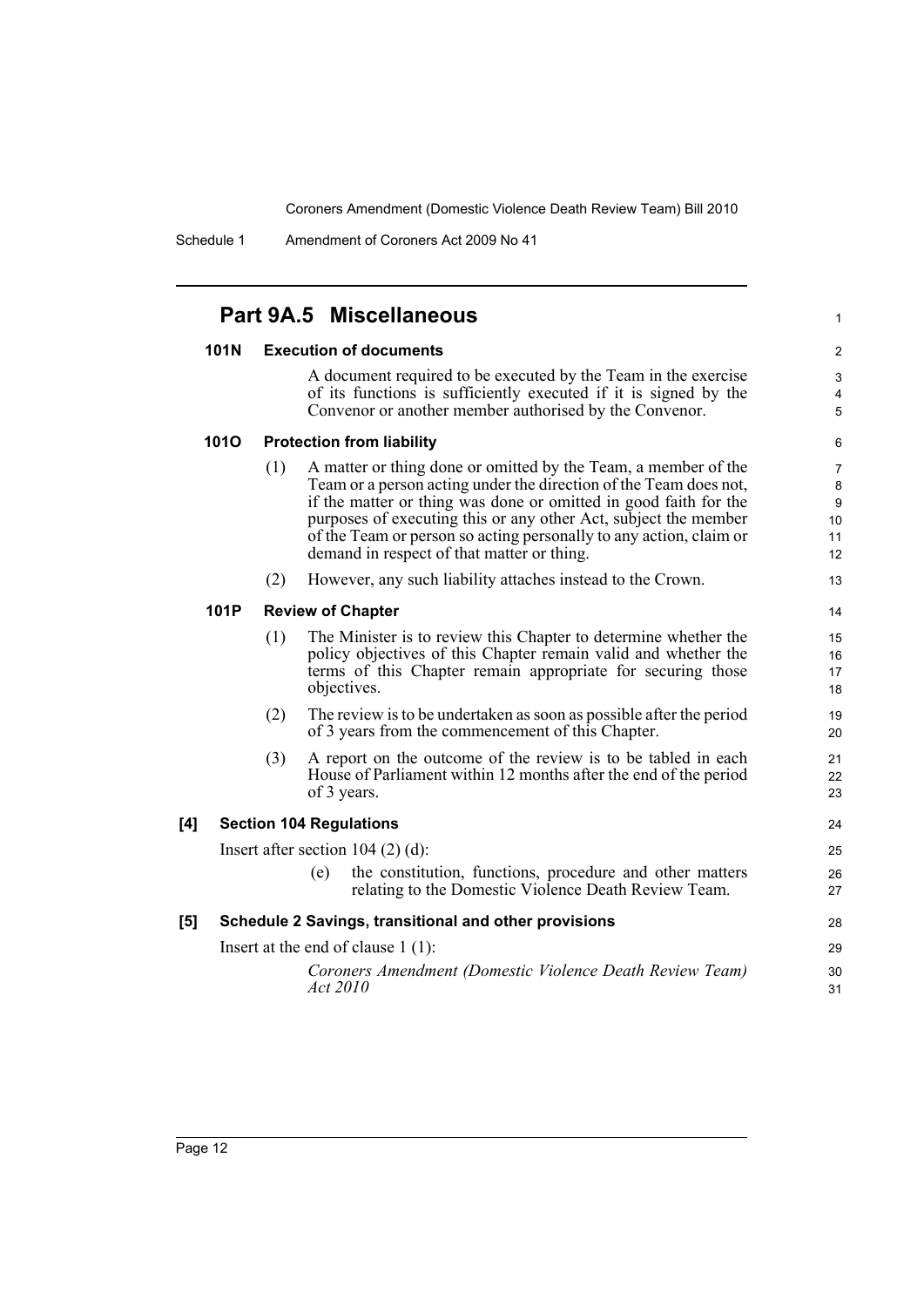## Part 9A.5 Miscellaneous

### 101N Execution of documents

A document required to be executed by the Team in the exercise of its functions is sufficiently executed if it is signed by the Convenor or another member authorised by the Convenor.

### 101O Protection from liability

(1) A matter or thing done or omitted by the Team, a member of the Team or a person acting under the direction of the Team does not, if the matter or thing was done or omitted in good faith for the purposes of executing this or any other Act, subject the member of the Team or person so acting personally to any action, claim or demand in respect of that matter or thing.

(2) However, any such liability attaches instead to the Crown.

### 101P Review of Chapter

(1) The Minister is to review this Chapter to determine whether the policy objectives of this Chapter remain valid and whether the terms of this Chapter remain appropriate for securing those objectives.

(2) The review is to be undertaken as soon as possible after the period of 3 years from the commencement of this Chapter.

(3) A report on the outcome of the review is to be tabled in each House of Parliament within 12 months after the end of the period of 3 years.

**[4] Section 104 Regulations**

Insert after section 104 (2) (d):

(e) the constitution, functions, procedure and other matters relating to the Domestic Violence Death Review Team.

**[5] Schedule 2 Savings, transitional and other provisions**

Insert at the end of clause 1 (1):

*Coroners Amendment (Domestic Violence Death Review Team) Act 2010*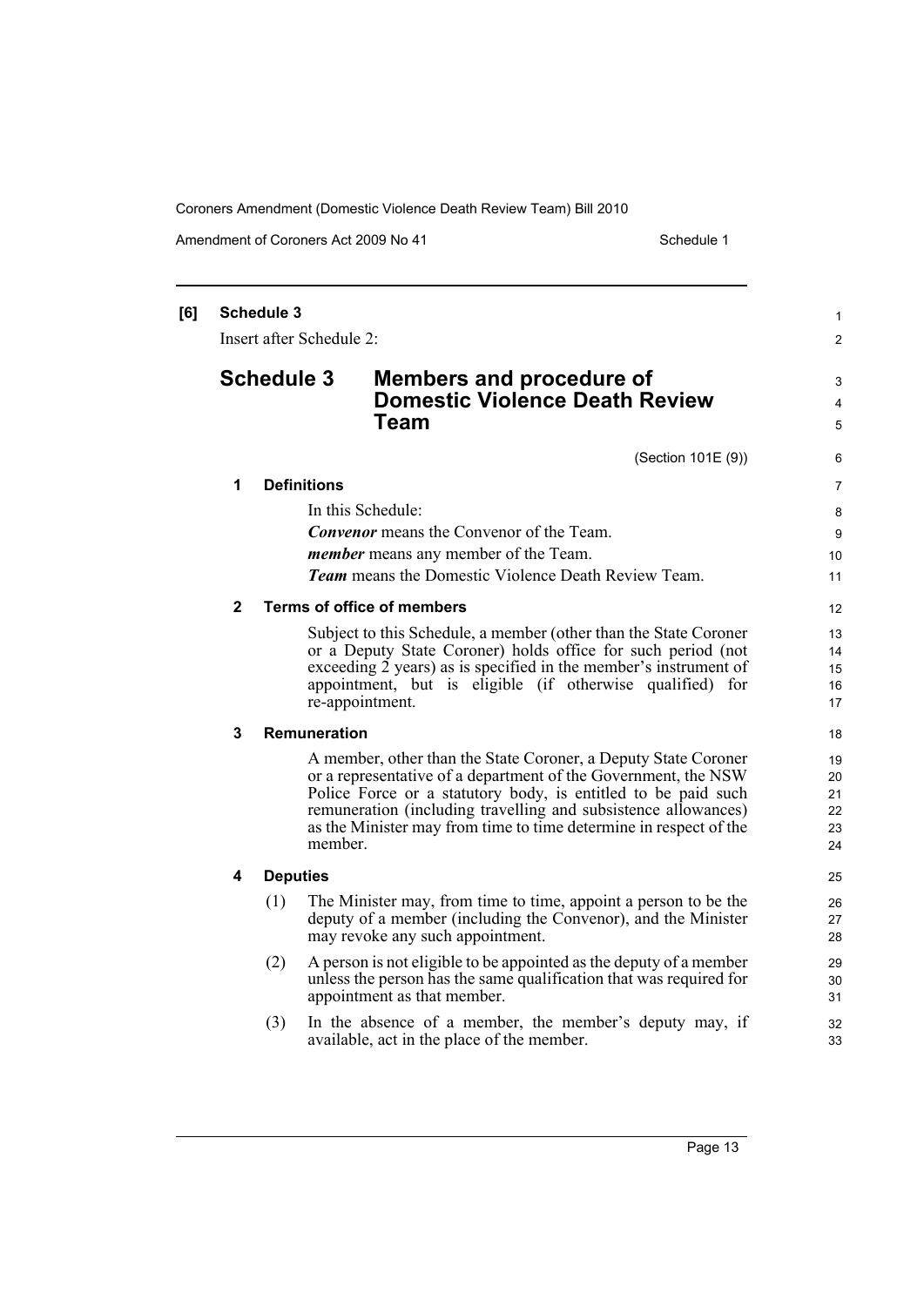**[6] Schedule 3**

Insert after Schedule 2:

# Schedule 3 Members and procedure of Domestic Violence Death Review Team

(Section 101E (9))

### 1 Definitions

In this Schedule:

***Convenor*** means the Convenor of the Team.

***member*** means any member of the Team.

***Team*** means the Domestic Violence Death Review Team.

### 2 Terms of office of members

Subject to this Schedule, a member (other than the State Coroner or a Deputy State Coroner) holds office for such period (not exceeding 2 years) as is specified in the member's instrument of appointment, but is eligible (if otherwise qualified) for re-appointment.

### 3 Remuneration

A member, other than the State Coroner, a Deputy State Coroner or a representative of a department of the Government, the NSW Police Force or a statutory body, is entitled to be paid such remuneration (including travelling and subsistence allowances) as the Minister may from time to time determine in respect of the member.

### 4 Deputies

(1) The Minister may, from time to time, appoint a person to be the deputy of a member (including the Convenor), and the Minister may revoke any such appointment.

(2) A person is not eligible to be appointed as the deputy of a member unless the person has the same qualification that was required for appointment as that member.

(3) In the absence of a member, the member's deputy may, if available, act in the place of the member.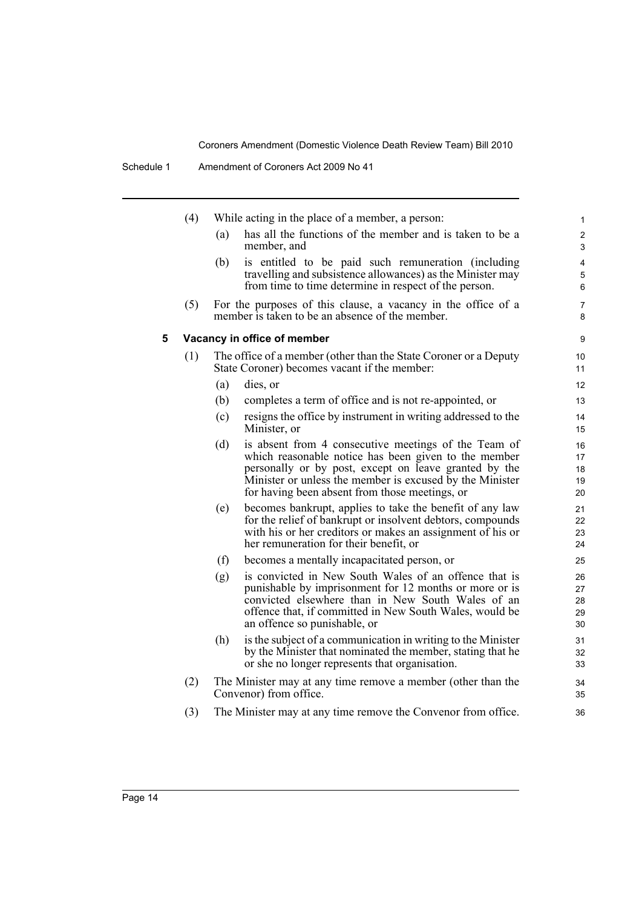(4) While acting in the place of a member, a person:

(a) has all the functions of the member and is taken to be a member, and

(b) is entitled to be paid such remuneration (including travelling and subsistence allowances) as the Minister may from time to time determine in respect of the person.

(5) For the purposes of this clause, a vacancy in the office of a member is taken to be an absence of the member.

**5 Vacancy in office of member**

(1) The office of a member (other than the State Coroner or a Deputy State Coroner) becomes vacant if the member:

(a) dies, or

(b) completes a term of office and is not re-appointed, or

(c) resigns the office by instrument in writing addressed to the Minister, or

(d) is absent from 4 consecutive meetings of the Team of which reasonable notice has been given to the member personally or by post, except on leave granted by the Minister or unless the member is excused by the Minister for having been absent from those meetings, or

(e) becomes bankrupt, applies to take the benefit of any law for the relief of bankrupt or insolvent debtors, compounds with his or her creditors or makes an assignment of his or her remuneration for their benefit, or

(f) becomes a mentally incapacitated person, or

(g) is convicted in New South Wales of an offence that is punishable by imprisonment for 12 months or more or is convicted elsewhere than in New South Wales of an offence that, if committed in New South Wales, would be an offence so punishable, or

(h) is the subject of a communication in writing to the Minister by the Minister that nominated the member, stating that he or she no longer represents that organisation.

(2) The Minister may at any time remove a member (other than the Convenor) from office.

(3) The Minister may at any time remove the Convenor from office.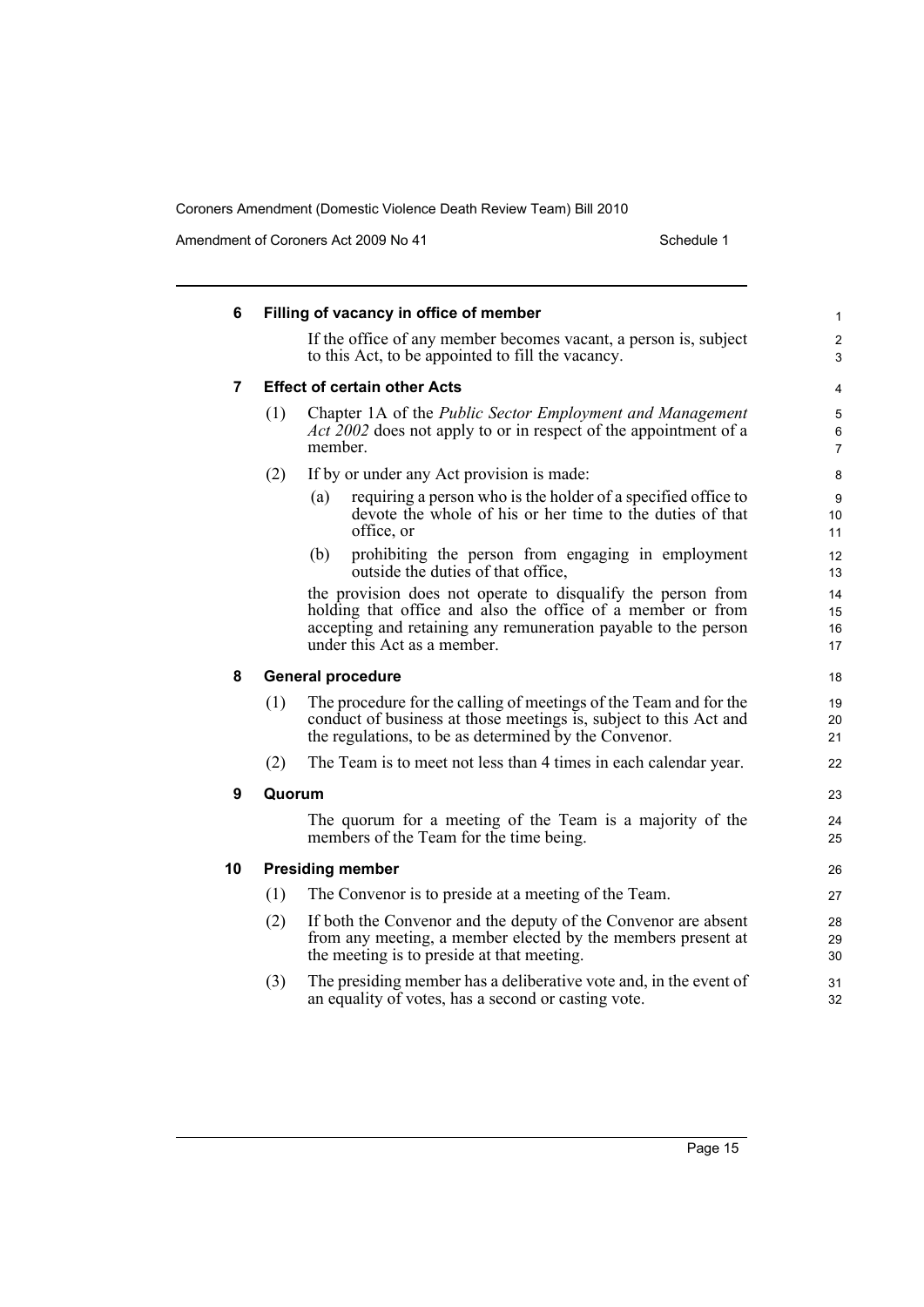### 6 Filling of vacancy in office of member

If the office of any member becomes vacant, a person is, subject to this Act, to be appointed to fill the vacancy.

### 7 Effect of certain other Acts

(1) Chapter 1A of the *Public Sector Employment and Management Act 2002* does not apply to or in respect of the appointment of a member.

(2) If by or under any Act provision is made:

(a) requiring a person who is the holder of a specified office to devote the whole of his or her time to the duties of that office, or

(b) prohibiting the person from engaging in employment outside the duties of that office,

the provision does not operate to disqualify the person from holding that office and also the office of a member or from accepting and retaining any remuneration payable to the person under this Act as a member.

### 8 General procedure

(1) The procedure for the calling of meetings of the Team and for the conduct of business at those meetings is, subject to this Act and the regulations, to be as determined by the Convenor.

(2) The Team is to meet not less than 4 times in each calendar year.

### 9 Quorum

The quorum for a meeting of the Team is a majority of the members of the Team for the time being.

### 10 Presiding member

(1) The Convenor is to preside at a meeting of the Team.

(2) If both the Convenor and the deputy of the Convenor are absent from any meeting, a member elected by the members present at the meeting is to preside at that meeting.

(3) The presiding member has a deliberative vote and, in the event of an equality of votes, has a second or casting vote.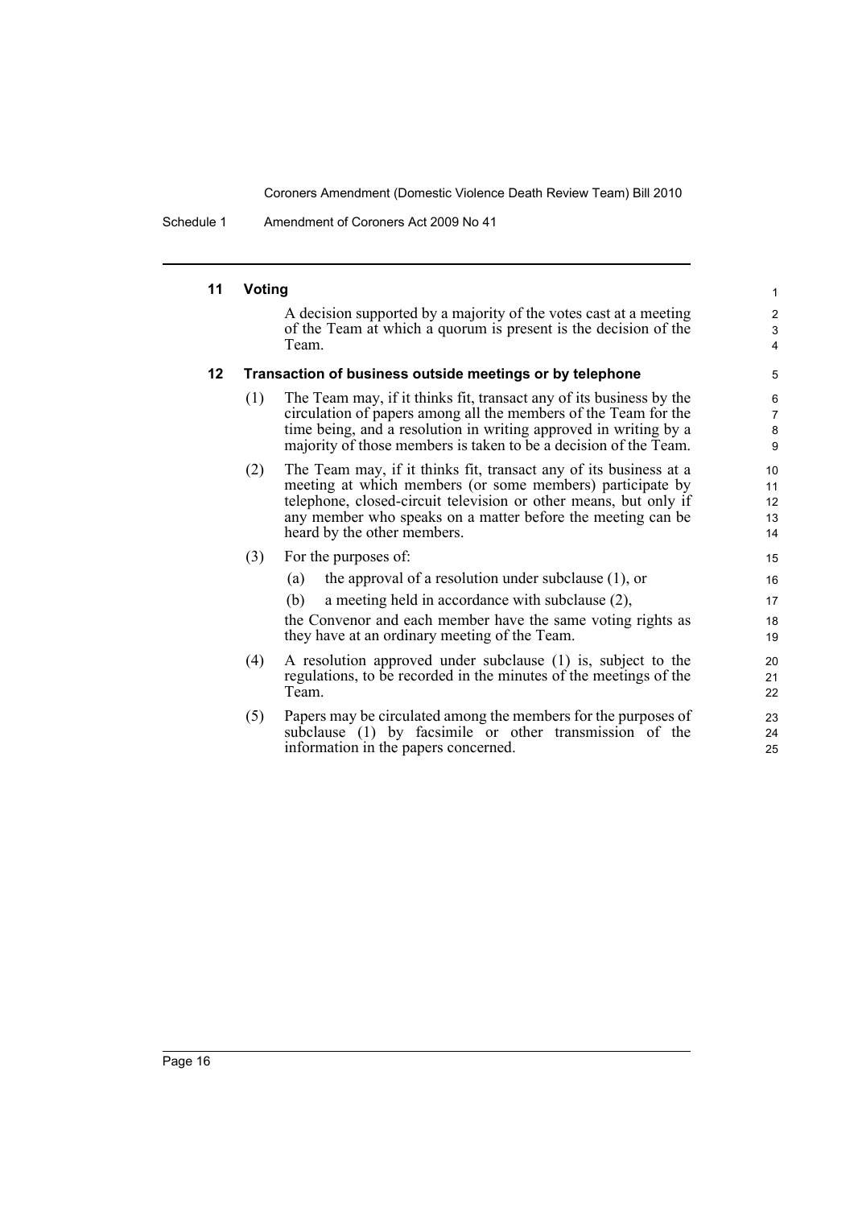### 11 Voting

A decision supported by a majority of the votes cast at a meeting of the Team at which a quorum is present is the decision of the Team.

### 12 Transaction of business outside meetings or by telephone

(1) The Team may, if it thinks fit, transact any of its business by the circulation of papers among all the members of the Team for the time being, and a resolution in writing approved in writing by a majority of those members is taken to be a decision of the Team.

(2) The Team may, if it thinks fit, transact any of its business at a meeting at which members (or some members) participate by telephone, closed-circuit television or other means, but only if any member who speaks on a matter before the meeting can be heard by the other members.

(3) For the purposes of:

(a) the approval of a resolution under subclause (1), or

(b) a meeting held in accordance with subclause (2),

the Convenor and each member have the same voting rights as they have at an ordinary meeting of the Team.

(4) A resolution approved under subclause (1) is, subject to the regulations, to be recorded in the minutes of the meetings of the Team.

(5) Papers may be circulated among the members for the purposes of subclause (1) by facsimile or other transmission of the information in the papers concerned.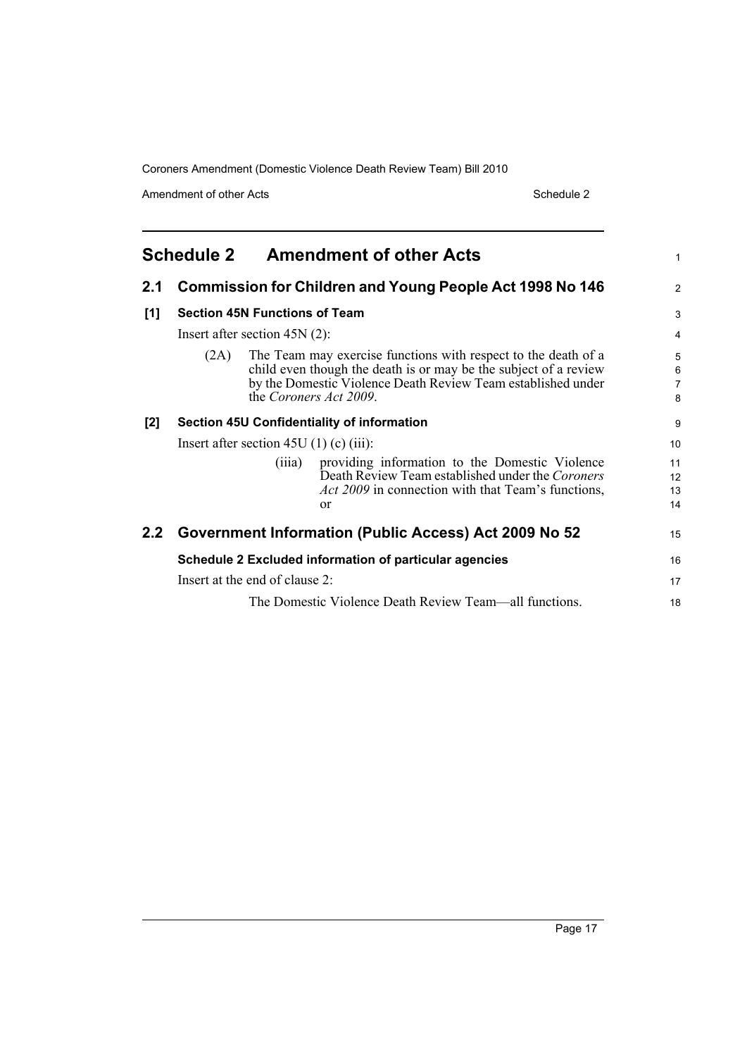# Schedule 2 Amendment of other Acts

## 2.1 Commission for Children and Young People Act 1998 No 146

### [1] Section 45N Functions of Team

Insert after section 45N (2):

(2A) The Team may exercise functions with respect to the death of a child even though the death is or may be the subject of a review by the Domestic Violence Death Review Team established under the *Coroners Act 2009*.

### [2] Section 45U Confidentiality of information

Insert after section 45U (1) (c) (iii):

(iiia) providing information to the Domestic Violence Death Review Team established under the *Coroners Act 2009* in connection with that Team's functions, or

## 2.2 Government Information (Public Access) Act 2009 No 52

### Schedule 2 Excluded information of particular agencies

Insert at the end of clause 2:

The Domestic Violence Death Review Team—all functions.